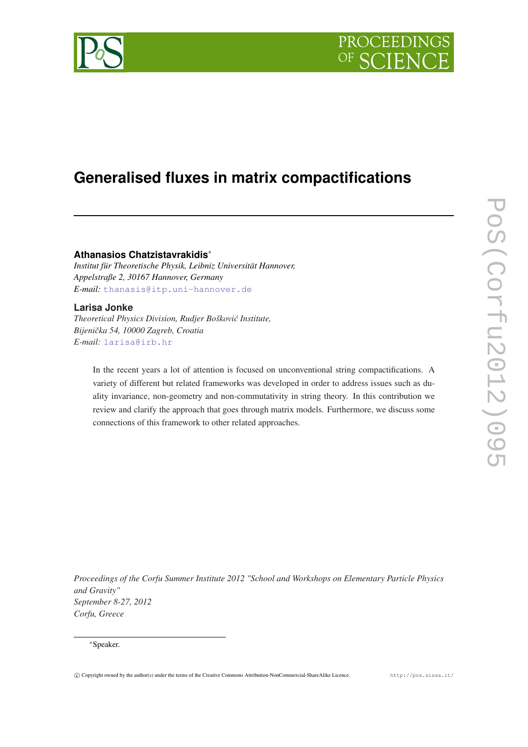# Generalised fluxes in matrix compactifications

**Athanasios Chatzistavrakidis***

*Institut für Theoretische Physik, Leibniz Universität Hannover,*
*Appelstraße 2, 30167 Hannover, Germany*
*E-mail:* thanasis@itp.uni-hannover.de

**Larisa Jonke**

*Theoretical Physics Division, Rudjer Bošković Institute,*
*Bijenička 54, 10000 Zagreb, Croatia*
*E-mail:* larisa@irb.hr

In the recent years a lot of attention is focused on unconventional string compactifications. A variety of different but related frameworks was developed in order to address issues such as duality invariance, non-geometry and non-commutativity in string theory. In this contribution we review and clarify the approach that goes through matrix models. Furthermore, we discuss some connections of this framework to other related approaches.

*Proceedings of the Corfu Summer Institute 2012 "School and Workshops on Elementary Particle Physics and Gravity"*
*September 8-27, 2012*
*Corfu, Greece*

*Speaker.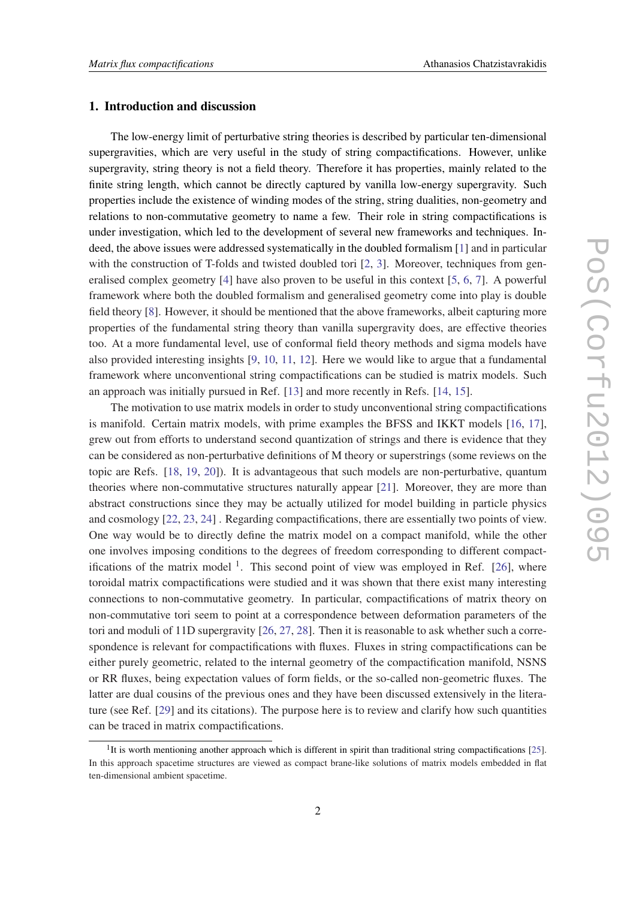## 1. Introduction and discussion

The low-energy limit of perturbative string theories is described by particular ten-dimensional supergravities, which are very useful in the study of string compactifications. However, unlike supergravity, string theory is not a field theory. Therefore it has properties, mainly related to the finite string length, which cannot be directly captured by vanilla low-energy supergravity. Such properties include the existence of winding modes of the string, string dualities, non-geometry and relations to non-commutative geometry to name a few. Their role in string compactifications is under investigation, which led to the development of several new frameworks and techniques. Indeed, the above issues were addressed systematically in the doubled formalism [1] and in particular with the construction of T-folds and twisted doubled tori [2, 3]. Moreover, techniques from generalised complex geometry [4] have also proven to be useful in this context [5, 6, 7]. A powerful framework where both the doubled formalism and generalised geometry come into play is double field theory [8]. However, it should be mentioned that the above frameworks, albeit capturing more properties of the fundamental string theory than vanilla supergravity does, are effective theories too. At a more fundamental level, use of conformal field theory methods and sigma models have also provided interesting insights [9, 10, 11, 12]. Here we would like to argue that a fundamental framework where unconventional string compactifications can be studied is matrix models. Such an approach was initially pursued in Ref. [13] and more recently in Refs. [14, 15].

The motivation to use matrix models in order to study unconventional string compactifications is manifold. Certain matrix models, with prime examples the BFSS and IKKT models [16, 17], grew out from efforts to understand second quantization of strings and there is evidence that they can be considered as non-perturbative definitions of M theory or superstrings (some reviews on the topic are Refs. [18, 19, 20]). It is advantageous that such models are non-perturbative, quantum theories where non-commutative structures naturally appear [21]. Moreover, they are more than abstract constructions since they may be actually utilized for model building in particle physics and cosmology [22, 23, 24] . Regarding compactifications, there are essentially two points of view. One way would be to directly define the matrix model on a compact manifold, while the other one involves imposing conditions to the degrees of freedom corresponding to different compactifications of the matrix model [1]. This second point of view was employed in Ref. [26], where toroidal matrix compactifications were studied and it was shown that there exist many interesting connections to non-commutative geometry. In particular, compactifications of matrix theory on non-commutative tori seem to point at a correspondence between deformation parameters of the tori and moduli of 11D supergravity [26, 27, 28]. Then it is reasonable to ask whether such a correspondence is relevant for compactifications with fluxes. Fluxes in string compactifications can be either purely geometric, related to the internal geometry of the compactification manifold, NSNS or RR fluxes, being expectation values of form fields, or the so-called non-geometric fluxes. The latter are dual cousins of the previous ones and they have been discussed extensively in the literature (see Ref. [29] and its citations). The purpose here is to review and clarify how such quantities can be traced in matrix compactifications.

[1] It is worth mentioning another approach which is different in spirit than traditional string compactifications [25]. In this approach spacetime structures are viewed as compact brane-like solutions of matrix models embedded in flat ten-dimensional ambient spacetime.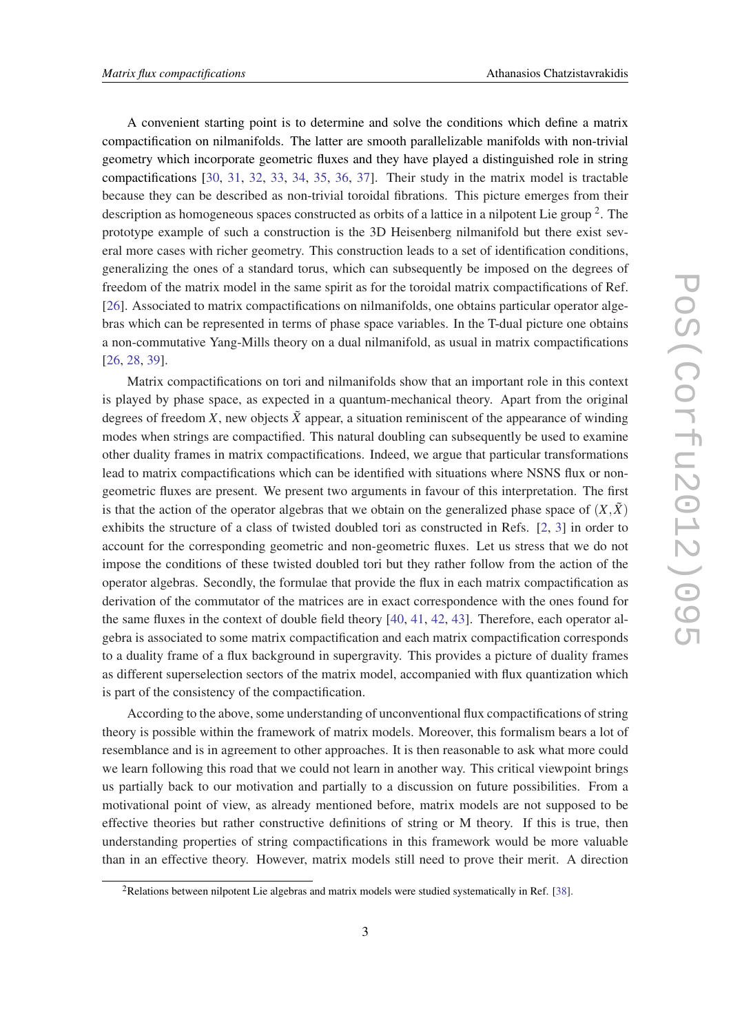A convenient starting point is to determine and solve the conditions which define a matrix compactification on nilmanifolds. The latter are smooth parallelizable manifolds with non-trivial geometry which incorporate geometric fluxes and they have played a distinguished role in string compactifications [30, 31, 32, 33, 34, 35, 36, 37]. Their study in the matrix model is tractable because they can be described as non-trivial toroidal fibrations. This picture emerges from their description as homogeneous spaces constructed as orbits of a lattice in a nilpotent Lie group [2]. The prototype example of such a construction is the 3D Heisenberg nilmanifold but there exist several more cases with richer geometry. This construction leads to a set of identification conditions, generalizing the ones of a standard torus, which can subsequently be imposed on the degrees of freedom of the matrix model in the same spirit as for the toroidal matrix compactifications of Ref. [26]. Associated to matrix compactifications on nilmanifolds, one obtains particular operator algebras which can be represented in terms of phase space variables. In the T-dual picture one obtains a non-commutative Yang-Mills theory on a dual nilmanifold, as usual in matrix compactifications [26, 28, 39].

Matrix compactifications on tori and nilmanifolds show that an important role in this context is played by phase space, as expected in a quantum-mechanical theory. Apart from the original degrees of freedom $X$, new objects $\tilde{X}$ appear, a situation reminiscent of the appearance of winding modes when strings are compactified. This natural doubling can subsequently be used to examine other duality frames in matrix compactifications. Indeed, we argue that particular transformations lead to matrix compactifications which can be identified with situations where NSNS flux or non-geometric fluxes are present. We present two arguments in favour of this interpretation. The first is that the action of the operator algebras that we obtain on the generalized phase space of $(X, \tilde{X})$ exhibits the structure of a class of twisted doubled tori as constructed in Refs. [2, 3] in order to account for the corresponding geometric and non-geometric fluxes. Let us stress that we do not impose the conditions of these twisted doubled tori but they rather follow from the action of the operator algebras. Secondly, the formulae that provide the flux in each matrix compactification as derivation of the commutator of the matrices are in exact correspondence with the ones found for the same fluxes in the context of double field theory [40, 41, 42, 43]. Therefore, each operator algebra is associated to some matrix compactification and each matrix compactification corresponds to a duality frame of a flux background in supergravity. This provides a picture of duality frames as different superselection sectors of the matrix model, accompanied with flux quantization which is part of the consistency of the compactification.

According to the above, some understanding of unconventional flux compactifications of string theory is possible within the framework of matrix models. Moreover, this formalism bears a lot of resemblance and is in agreement to other approaches. It is then reasonable to ask what more could we learn following this road that we could not learn in another way. This critical viewpoint brings us partially back to our motivation and partially to a discussion on future possibilities. From a motivational point of view, as already mentioned before, matrix models are not supposed to be effective theories but rather constructive definitions of string or M theory. If this is true, then understanding properties of string compactifications in this framework would be more valuable than in an effective theory. However, matrix models still need to prove their merit. A direction

[2] Relations between nilpotent Lie algebras and matrix models were studied systematically in Ref. [38].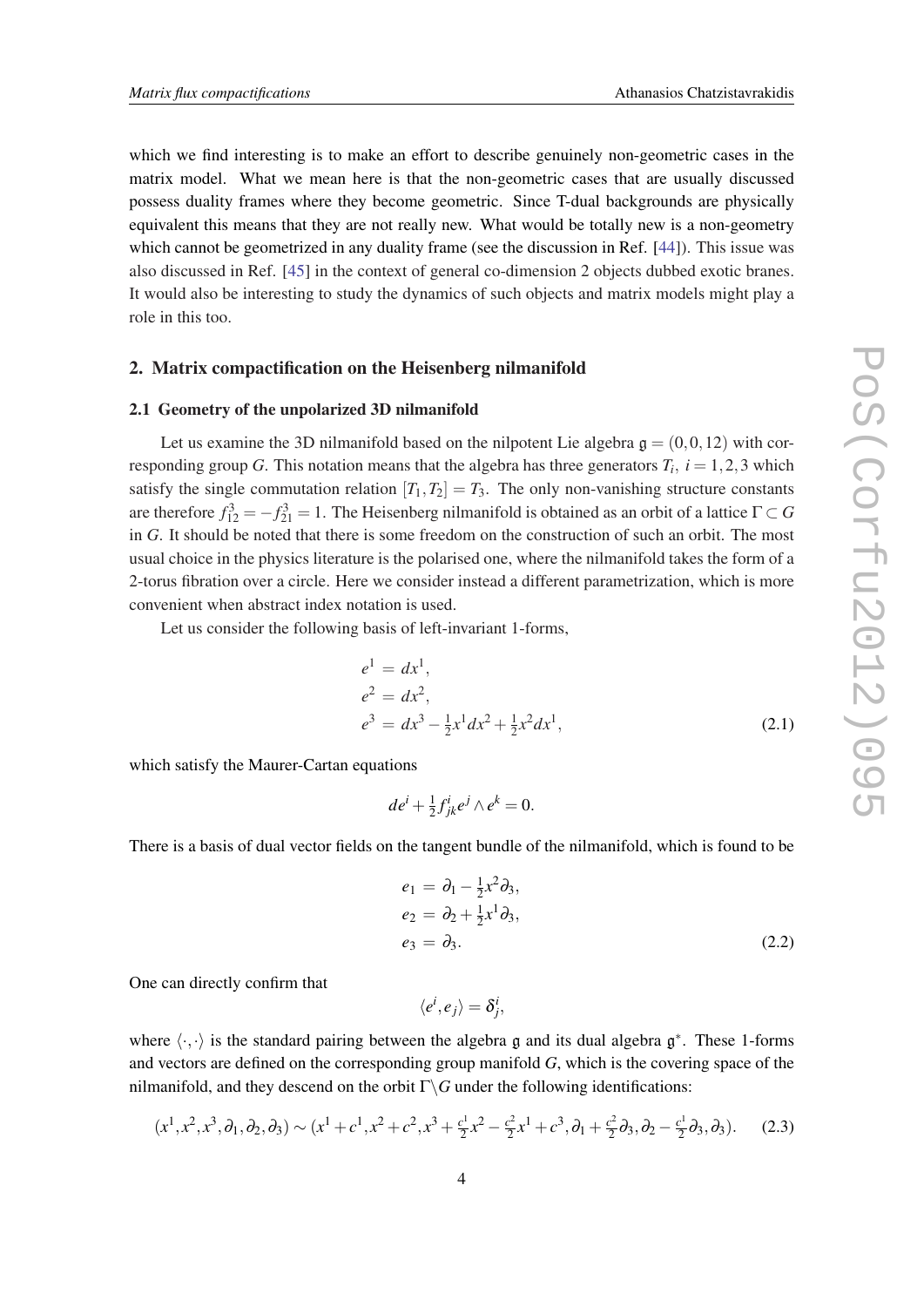which we find interesting is to make an effort to describe genuinely non-geometric cases in the matrix model. What we mean here is that the non-geometric cases that are usually discussed possess duality frames where they become geometric. Since T-dual backgrounds are physically equivalent this means that they are not really new. What would be totally new is a non-geometry which cannot be geometrized in any duality frame (see the discussion in Ref. [44]). This issue was also discussed in Ref. [45] in the context of general co-dimension 2 objects dubbed exotic branes. It would also be interesting to study the dynamics of such objects and matrix models might play a role in this too.

## 2. Matrix compactification on the Heisenberg nilmanifold

### 2.1 Geometry of the unpolarized 3D nilmanifold

Let us examine the 3D nilmanifold based on the nilpotent Lie algebra $\mathfrak{g} = (0,0,12)$ with corresponding group $G$. This notation means that the algebra has three generators $T_i,\ i=1,2,3$ which satisfy the single commutation relation $[T_1,T_2]=T_3$. The only non-vanishing structure constants are therefore $f_{12}^3 = -f_{21}^3 = 1$. The Heisenberg nilmanifold is obtained as an orbit of a lattice $\Gamma \subset G$ in $G$. It should be noted that there is some freedom on the construction of such an orbit. The most usual choice in the physics literature is the polarised one, where the nilmanifold takes the form of a 2-torus fibration over a circle. Here we consider instead a different parametrization, which is more convenient when abstract index notation is used.

Let us consider the following basis of left-invariant 1-forms,

$$
\begin{aligned}
e^1 &= dx^1, \\
e^2 &= dx^2, \\
e^3 &= dx^3 - \tfrac{1}{2}x^1 dx^2 + \tfrac{1}{2}x^2 dx^1,
\end{aligned}
\tag{2.1}
$$

which satisfy the Maurer-Cartan equations

$$
de^i + \tfrac{1}{2} f^i_{jk} e^j \wedge e^k = 0.
$$

There is a basis of dual vector fields on the tangent bundle of the nilmanifold, which is found to be

$$
\begin{aligned}
e_1 &= \partial_1 - \tfrac{1}{2}x^2 \partial_3, \\
e_2 &= \partial_2 + \tfrac{1}{2}x^1 \partial_3, \\
e_3 &= \partial_3.
\end{aligned}
\tag{2.2}
$$

One can directly confirm that

$$
\langle e^i, e_j \rangle = \delta^i_j,
$$

where $\langle \cdot,\cdot \rangle$ is the standard pairing between the algebra $\mathfrak{g}$ and its dual algebra $\mathfrak{g}^*$. These 1-forms and vectors are defined on the corresponding group manifold $G$, which is the covering space of the nilmanifold, and they descend on the orbit $\Gamma\backslash G$ under the following identifications:

$$
(x^1,x^2,x^3,\partial_1,\partial_2,\partial_3) \sim (x^1+c^1, x^2+c^2, x^3+\tfrac{c^1}{2}x^2 - \tfrac{c^2}{2}x^1 + c^3, \partial_1 + \tfrac{c^2}{2}\partial_3, \partial_2 - \tfrac{c^1}{2}\partial_3, \partial_3). \tag{2.3}
$$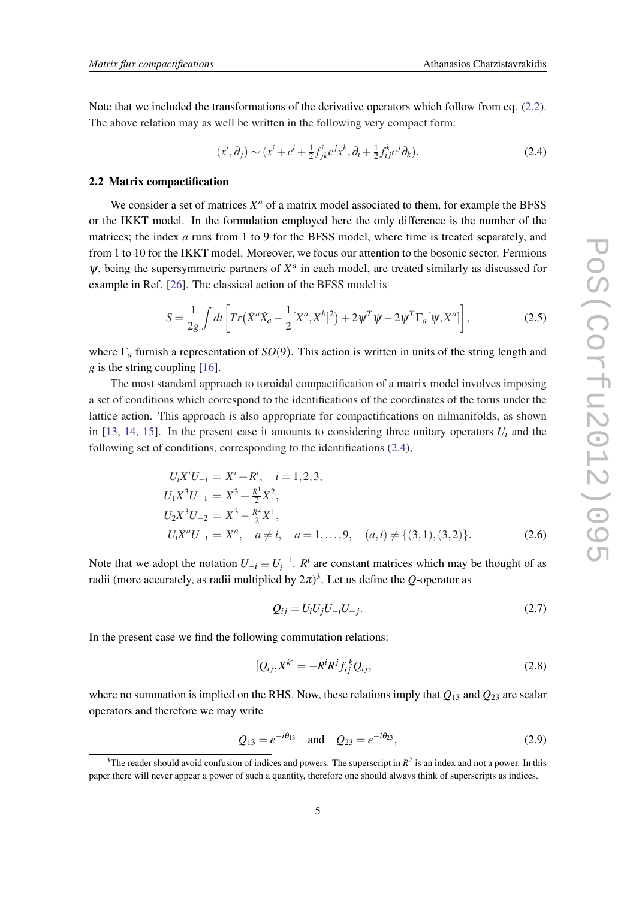Note that we included the transformations of the derivative operators which follow from eq. (2.2). The above relation may as well be written in the following very compact form:

$$(x^i,\partial_j) \sim (x^i + c^i + \tfrac{1}{2} f^i_{jk} c^j x^k, \partial_i + \tfrac{1}{2} f^k_{ij} c^j \partial_k). \tag{2.4}$$

### 2.2 Matrix compactification

We consider a set of matrices $X^a$ of a matrix model associated to them, for example the BFSS or the IKKT model. In the formulation employed here the only difference is the number of the matrices; the index $a$ runs from 1 to 9 for the BFSS model, where time is treated separately, and from 1 to 10 for the IKKT model. Moreover, we focus our attention to the bosonic sector. Fermions $\psi$, being the supersymmetric partners of $X^a$ in each model, are treated similarly as discussed for example in Ref. [26]. The classical action of the BFSS model is

$$S = \frac{1}{2g} \int dt \left[ Tr\big( \dot{X}^a \dot{X}_a - \frac{1}{2} [X^a, X^b]^2 \big) + 2\psi^T \dot{\psi} - 2\psi^T \Gamma_a [\psi, X^a] \right], \tag{2.5}$$

where $\Gamma_a$ furnish a representation of $SO(9)$. This action is written in units of the string length and $g$ is the string coupling [16].

The most standard approach to toroidal compactification of a matrix model involves imposing a set of conditions which correspond to the identifications of the coordinates of the torus under the lattice action. This approach is also appropriate for compactifications on nilmanifolds, as shown in [13, 14, 15]. In the present case it amounts to considering three unitary operators $U_i$ and the following set of conditions, corresponding to the identifications (2.4),

$$\begin{aligned}
U_i X^i U_{-i} &= X^i + R^i, \quad i = 1,2,3, \\
U_1 X^3 U_{-1} &= X^3 + \tfrac{R^1}{2} X^2, \\
U_2 X^3 U_{-2} &= X^3 - \tfrac{R^2}{2} X^1, \\
U_i X^a U_{-i} &= X^a, \quad a \neq i, \quad a = 1,\dots,9, \quad (a,i) \neq \{(3,1),(3,2)\}.
\end{aligned} \tag{2.6}$$

Note that we adopt the notation $U_{-i} \equiv U_i^{-1}$. $R^i$ are constant matrices which may be thought of as radii (more accurately, as radii multiplied by $2\pi$)[3]. Let us define the $Q$-operator as

$$Q_{ij} = U_i U_j U_{-i} U_{-j}. \tag{2.7}$$

In the present case we find the following commutation relations:

$$[Q_{ij}, X^k] = -R^i R^j f_{ij}^{\ k} Q_{ij}, \tag{2.8}$$

where no summation is implied on the RHS. Now, these relations imply that $Q_{13}$ and $Q_{23}$ are scalar operators and therefore we may write

$$Q_{13} = e^{-i\theta_{13}} \quad \text{and} \quad Q_{23} = e^{-i\theta_{23}}, \tag{2.9}$$

[3] The reader should avoid confusion of indices and powers. The superscript in $R^2$ is an index and not a power. In this paper there will never appear a power of such a quantity, therefore one should always think of superscripts as indices.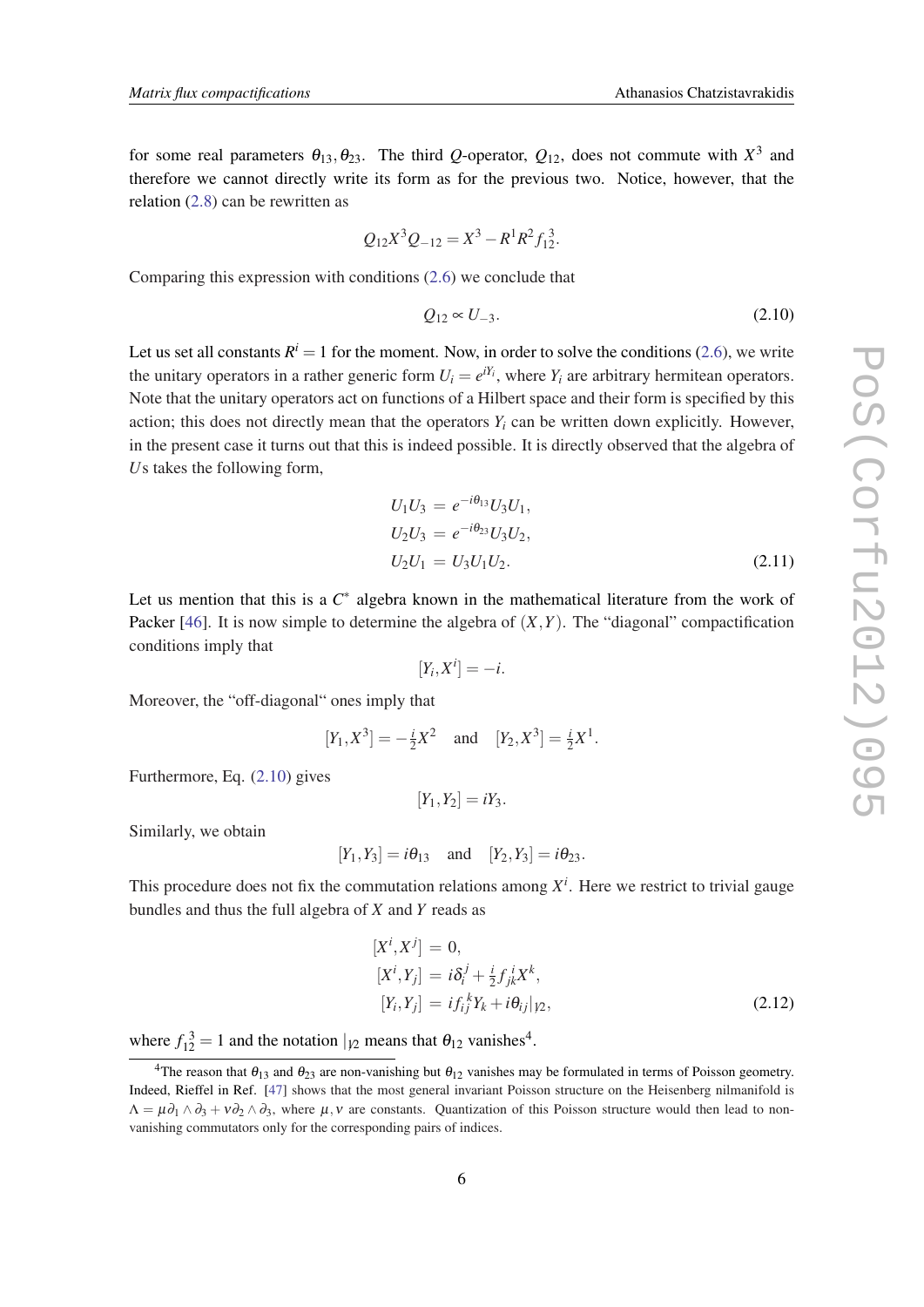for some real parameters $\theta_{13}, \theta_{23}$. The third $Q$-operator, $Q_{12}$, does not commute with $X^3$ and therefore we cannot directly write its form as for the previous two. Notice, however, that the relation (2.8) can be rewritten as

$$Q_{12}X^3Q_{-12} = X^3 - R^1R^2 f_{12}^3.$$

Comparing this expression with conditions (2.6) we conclude that

$$Q_{12} \propto U_{-3}. \tag{2.10}$$

Let us set all constants $R^i = 1$ for the moment. Now, in order to solve the conditions (2.6), we write the unitary operators in a rather generic form $U_i = e^{iY_i}$, where $Y_i$ are arbitrary hermitean operators. Note that the unitary operators act on functions of a Hilbert space and their form is specified by this action; this does not directly mean that the operators $Y_i$ can be written down explicitly. However, in the present case it turns out that this is indeed possible. It is directly observed that the algebra of $U$s takes the following form,

$$\begin{aligned}
U_1U_3 &= e^{-i\theta_{13}}U_3U_1, \\
U_2U_3 &= e^{-i\theta_{23}}U_3U_2, \\
U_2U_1 &= U_3U_1U_2.
\end{aligned} \tag{2.11}$$

Let us mention that this is a $C^*$ algebra known in the mathematical literature from the work of Packer [46]. It is now simple to determine the algebra of $(X, Y)$. The "diagonal" compactification conditions imply that

$$[Y_i, X^i] = -i.$$

Moreover, the "off-diagonal" ones imply that

$$[Y_1, X^3] = -\tfrac{i}{2}X^2 \quad \text{and} \quad [Y_2, X^3] = \tfrac{i}{2}X^1.$$

Furthermore, Eq. (2.10) gives

$$[Y_1, Y_2] = iY_3.$$

Similarly, we obtain

$$[Y_1, Y_3] = i\theta_{13} \quad \text{and} \quad [Y_2, Y_3] = i\theta_{23}.$$

This procedure does not fix the commutation relations among $X^i$. Here we restrict to trivial gauge bundles and thus the full algebra of $X$ and $Y$ reads as

$$\begin{aligned}
[X^i, X^j] &= 0, \\
[X^i, Y_j] &= i\delta_i^j + \tfrac{i}{2}f_{jk}^i X^k, \\
[Y_i, Y_j] &= if_{ij}^k Y_k + i\theta_{ij}|_{\not{12}},
\end{aligned} \tag{2.12}$$

where $f_{12}^3 = 1$ and the notation $|_{\not{12}}$ means that $\theta_{12}$ vanishes[4].

[4]The reason that $\theta_{13}$ and $\theta_{23}$ are non-vanishing but $\theta_{12}$ vanishes may be formulated in terms of Poisson geometry. Indeed, Rieffel in Ref. [47] shows that the most general invariant Poisson structure on the Heisenberg nilmanifold is $\Lambda = \mu\partial_1 \wedge \partial_3 + \nu\partial_2 \wedge \partial_3$, where $\mu, \nu$ are constants. Quantization of this Poisson structure would then lead to non-vanishing commutators only for the corresponding pairs of indices.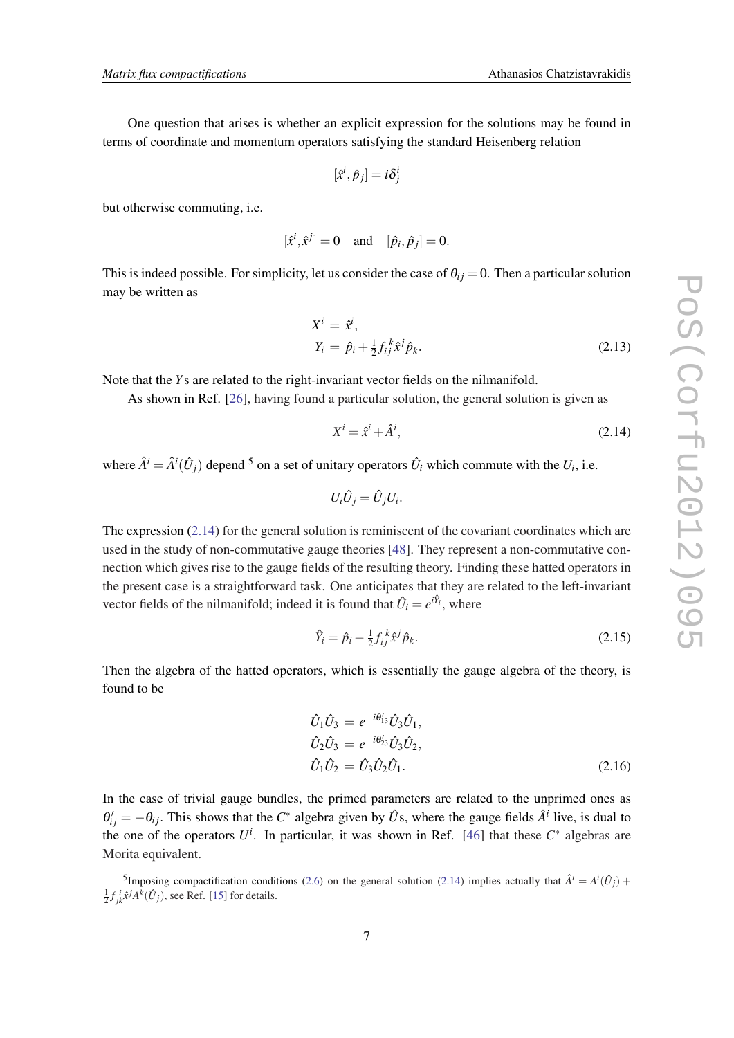One question that arises is whether an explicit expression for the solutions may be found in terms of coordinate and momentum operators satisfying the standard Heisenberg relation

$$[\hat{x}^i, \hat{p}_j] = i\delta^i_j$$

but otherwise commuting, i.e.

$$[\hat{x}^i, \hat{x}^j] = 0 \quad \text{and} \quad [\hat{p}_i, \hat{p}_j] = 0.$$

This is indeed possible. For simplicity, let us consider the case of $\theta_{ij} = 0$. Then a particular solution may be written as

$$\begin{aligned} X^i &= \hat{x}^i, \\ Y_i &= \hat{p}_i + \tfrac{1}{2} f_{ij}^{\ \ k} \hat{x}^j \hat{p}_k. \end{aligned} \tag{2.13}$$

Note that the $Y$s are related to the right-invariant vector fields on the nilmanifold.

As shown in Ref. [26], having found a particular solution, the general solution is given as

$$X^i = \hat{x}^i + \hat{A}^i, \tag{2.14}$$

where $\hat{A}^i = \hat{A}^i(\hat{U}_j)$ depend [5] on a set of unitary operators $\hat{U}_i$ which commute with the $U_i$, i.e.

$$U_i \hat{U}_j = \hat{U}_j U_i.$$

The expression (2.14) for the general solution is reminiscent of the covariant coordinates which are used in the study of non-commutative gauge theories [48]. They represent a non-commutative connection which gives rise to the gauge fields of the resulting theory. Finding these hatted operators in the present case is a straightforward task. One anticipates that they are related to the left-invariant vector fields of the nilmanifold; indeed it is found that $\hat{U}_i = e^{i\hat{Y}_i}$, where

$$\hat{Y}_i = \hat{p}_i - \tfrac{1}{2} f_{ij}^{\ \ k} \hat{x}^j \hat{p}_k. \tag{2.15}$$

Then the algebra of the hatted operators, which is essentially the gauge algebra of the theory, is found to be

$$\begin{aligned} \hat{U}_1 \hat{U}_3 &= e^{-i\theta'_{13}} \hat{U}_3 \hat{U}_1, \\ \hat{U}_2 \hat{U}_3 &= e^{-i\theta'_{23}} \hat{U}_3 \hat{U}_2, \\ \hat{U}_1 \hat{U}_2 &= \hat{U}_3 \hat{U}_2 \hat{U}_1. \end{aligned} \tag{2.16}$$

In the case of trivial gauge bundles, the primed parameters are related to the unprimed ones as $\theta'_{ij} = -\theta_{ij}$. This shows that the $C^*$ algebra given by $\hat{U}$s, where the gauge fields $\hat{A}^i$ live, is dual to the one of the operators $U^i$. In particular, it was shown in Ref. [46] that these $C^*$ algebras are Morita equivalent.

---

[5] Imposing compactification conditions (2.6) on the general solution (2.14) implies actually that $\hat{A}^i = A^i(\hat{U}_j) + \frac{1}{2} f_{jk}^{\ \ i} \hat{x}^j A^k(\hat{U}_j)$, see Ref. [15] for details.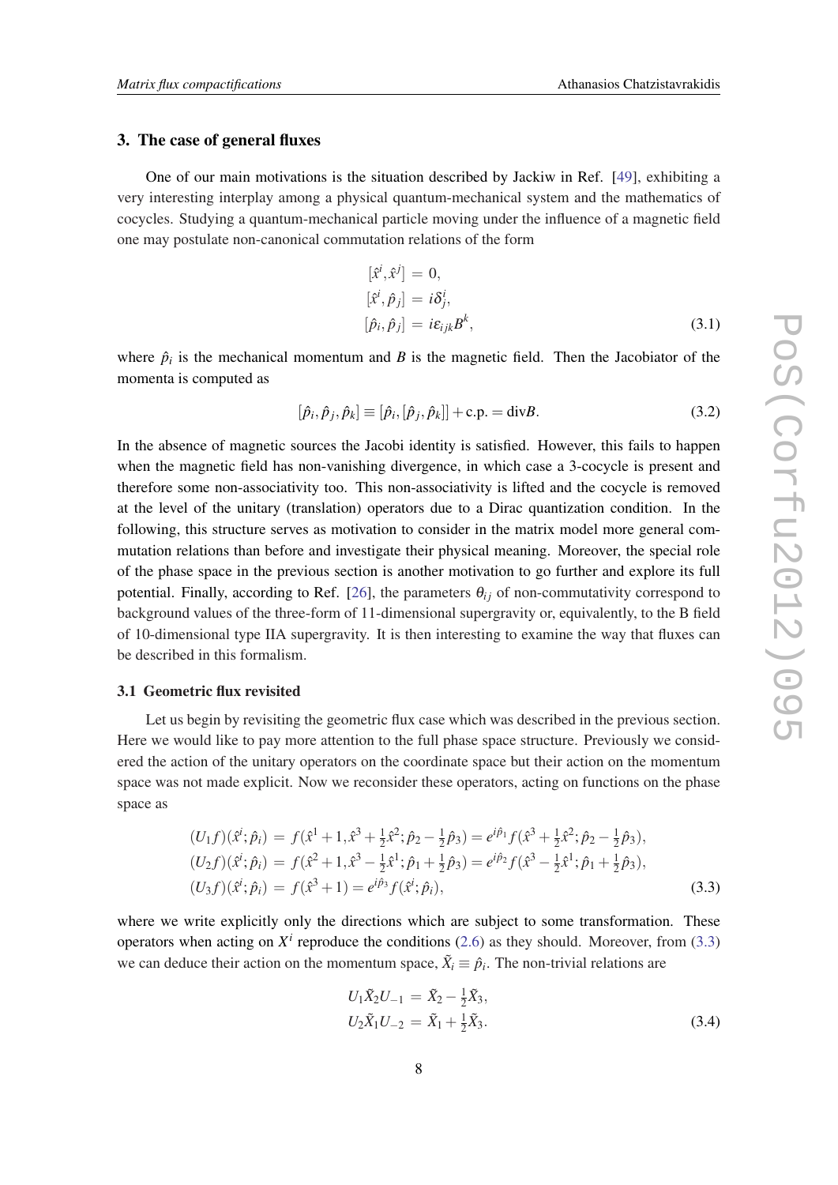## 3. The case of general fluxes

One of our main motivations is the situation described by Jackiw in Ref. [49], exhibiting a very interesting interplay among a physical quantum-mechanical system and the mathematics of cocycles. Studying a quantum-mechanical particle moving under the influence of a magnetic field one may postulate non-canonical commutation relations of the form

$$
\begin{aligned}
[\hat{x}^i, \hat{x}^j] &= 0, \\
[\hat{x}^i, \hat{p}_j] &= i\delta^i_j, \\
[\hat{p}_i, \hat{p}_j] &= i\varepsilon_{ijk}B^k,
\end{aligned}
\tag{3.1}
$$

where $\hat{p}_i$ is the mechanical momentum and $B$ is the magnetic field. Then the Jacobiator of the momenta is computed as

$$
[\hat{p}_i, \hat{p}_j, \hat{p}_k] \equiv [\hat{p}_i, [\hat{p}_j, \hat{p}_k]] + \text{c.p.} = \text{div}B. \tag{3.2}
$$

In the absence of magnetic sources the Jacobi identity is satisfied. However, this fails to happen when the magnetic field has non-vanishing divergence, in which case a 3-cocycle is present and therefore some non-associativity too. This non-associativity is lifted and the cocycle is removed at the level of the unitary (translation) operators due to a Dirac quantization condition. In the following, this structure serves as motivation to consider in the matrix model more general commutation relations than before and investigate their physical meaning. Moreover, the special role of the phase space in the previous section is another motivation to go further and explore its full potential. Finally, according to Ref. [26], the parameters $\theta_{ij}$ of non-commutativity correspond to background values of the three-form of 11-dimensional supergravity or, equivalently, to the B field of 10-dimensional type IIA supergravity. It is then interesting to examine the way that fluxes can be described in this formalism.

### 3.1 Geometric flux revisited

Let us begin by revisiting the geometric flux case which was described in the previous section. Here we would like to pay more attention to the full phase space structure. Previously we considered the action of the unitary operators on the coordinate space but their action on the momentum space was not made explicit. Now we reconsider these operators, acting on functions on the phase space as

$$
\begin{aligned}
(U_1 f)(\hat{x}^i;\hat{p}_i) &= f(\hat{x}^1+1, \hat{x}^3+\tfrac{1}{2}\hat{x}^2; \hat{p}_2-\tfrac{1}{2}\hat{p}_3) = e^{i\hat{p}_1} f(\hat{x}^3+\tfrac{1}{2}\hat{x}^2; \hat{p}_2-\tfrac{1}{2}\hat{p}_3), \\
(U_2 f)(\hat{x}^i;\hat{p}_i) &= f(\hat{x}^2+1, \hat{x}^3-\tfrac{1}{2}\hat{x}^1; \hat{p}_1+\tfrac{1}{2}\hat{p}_3) = e^{i\hat{p}_2} f(\hat{x}^3-\tfrac{1}{2}\hat{x}^1; \hat{p}_1+\tfrac{1}{2}\hat{p}_3), \\
(U_3 f)(\hat{x}^i;\hat{p}_i) &= f(\hat{x}^3+1) = e^{i\hat{p}_3} f(\hat{x}^i;\hat{p}_i),
\end{aligned}
\tag{3.3}
$$

where we write explicitly only the directions which are subject to some transformation. These operators when acting on $X^i$ reproduce the conditions (2.6) as they should. Moreover, from (3.3) we can deduce their action on the momentum space, $\tilde{X}_i \equiv \hat{p}_i$. The non-trivial relations are

$$
\begin{aligned}
U_1 \tilde{X}_2 U_{-1} &= \tilde{X}_2 - \tfrac{1}{2}\tilde{X}_3, \\
U_2 \tilde{X}_1 U_{-2} &= \tilde{X}_1 + \tfrac{1}{2}\tilde{X}_3.
\end{aligned}
\tag{3.4}
$$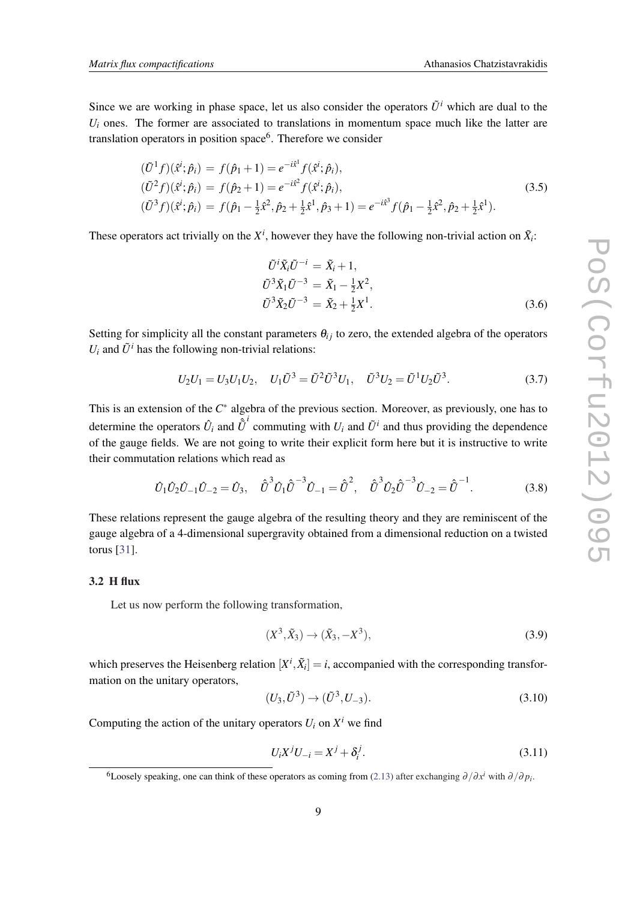Since we are working in phase space, let us also consider the operators $\tilde{U}^i$ which are dual to the $U_i$ ones. The former are associated to translations in momentum space much like the latter are translation operators in position space[6]. Therefore we consider

$$
\begin{aligned}
(\tilde{U}^1 f)(\hat{x}^i;\hat{p}_i) &= f(\hat{p}_1+1) = e^{-i\hat{x}^1} f(\hat{x}^i;\hat{p}_i),\\
(\tilde{U}^2 f)(\hat{x}^i;\hat{p}_i) &= f(\hat{p}_2+1) = e^{-i\hat{x}^2} f(\hat{x}^i;\hat{p}_i),\\
(\tilde{U}^3 f)(\hat{x}^i;\hat{p}_i) &= f(\hat{p}_1 - \tfrac{1}{2}\hat{x}^2, \hat{p}_2 + \tfrac{1}{2}\hat{x}^1, \hat{p}_3+1) = e^{-i\hat{x}^3} f(\hat{p}_1 - \tfrac{1}{2}\hat{x}^2, \hat{p}_2 + \tfrac{1}{2}\hat{x}^1).
\end{aligned}
\tag{3.5}
$$

These operators act trivially on the $X^i$, however they have the following non-trivial action on $\tilde{X}_i$:

$$
\begin{aligned}
\tilde{U}^i \tilde{X}_i \tilde{U}^{-i} &= \tilde{X}_i + 1,\\
\tilde{U}^3 \tilde{X}_1 \tilde{U}^{-3} &= \tilde{X}_1 - \tfrac{1}{2}X^2,\\
\tilde{U}^3 \tilde{X}_2 \tilde{U}^{-3} &= \tilde{X}_2 + \tfrac{1}{2}X^1.
\end{aligned}
\tag{3.6}
$$

Setting for simplicity all the constant parameters $\theta_{ij}$ to zero, the extended algebra of the operators $U_i$ and $\tilde{U}^i$ has the following non-trivial relations:

$$
U_2 U_1 = U_3 U_1 U_2, \quad U_1 \tilde{U}^3 = \tilde{U}^2 \tilde{U}^3 U_1, \quad \tilde{U}^3 U_2 = \tilde{U}^1 U_2 \tilde{U}^3. \tag{3.7}
$$

This is an extension of the $C^*$ algebra of the previous section. Moreover, as previously, one has to determine the operators $\hat{U}_i$ and $\hat{\tilde{U}}^i$ commuting with $U_i$ and $\tilde{U}^i$ and thus providing the dependence of the gauge fields. We are not going to write their explicit form here but it is instructive to write their commutation relations which read as

$$
\hat{U}_1 \hat{U}_2 \hat{U}_{-1} \hat{U}_{-2} = \hat{U}_3, \quad \hat{\tilde{U}}^3 \hat{U}_1 \hat{\tilde{U}}^{-3} \hat{U}_{-1} = \hat{\tilde{U}}^2, \quad \hat{\tilde{U}}^3 \hat{U}_2 \hat{\tilde{U}}^{-3} \hat{U}_{-2} = \hat{\tilde{U}}^{-1}. \tag{3.8}
$$

These relations represent the gauge algebra of the resulting theory and they are reminiscent of the gauge algebra of a 4-dimensional supergravity obtained from a dimensional reduction on a twisted torus [31].

### 3.2 H flux

Let us now perform the following transformation,

$$
(X^3, \tilde{X}_3) \to (\tilde{X}_3, -X^3), \tag{3.9}
$$

which preserves the Heisenberg relation $[X^i, \tilde{X}_i] = i$, accompanied with the corresponding transformation on the unitary operators,

$$
(U_3, \tilde{U}^3) \to (\tilde{U}^3, U_{-3}). \tag{3.10}
$$

Computing the action of the unitary operators $U_i$ on $X^i$ we find

$$
U_i X^j U_{-i} = X^j + \delta_i^j. \tag{3.11}
$$

[6]Loosely speaking, one can think of these operators as coming from (2.13) after exchanging $\partial/\partial x^i$ with $\partial/\partial p_i$.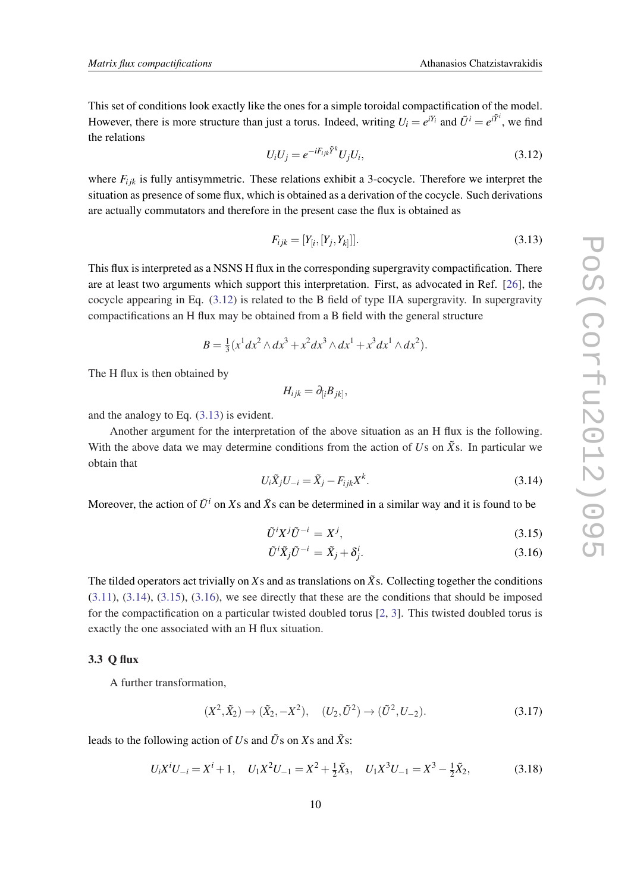This set of conditions look exactly like the ones for a simple toroidal compactification of the model. However, there is more structure than just a torus. Indeed, writing $U_i = e^{iY_i}$ and $\tilde{U}^i = e^{i\tilde{Y}^i}$, we find the relations

$$U_i U_j = e^{-iF_{ijk}\tilde{Y}^k} U_j U_i, \tag{3.12}$$

where $F_{ijk}$ is fully antisymmetric. These relations exhibit a 3-cocycle. Therefore we interpret the situation as presence of some flux, which is obtained as a derivation of the cocycle. Such derivations are actually commutators and therefore in the present case the flux is obtained as

$$F_{ijk} = [Y_{[i}, [Y_j, Y_{k]}]]. \tag{3.13}$$

This flux is interpreted as a NSNS H flux in the corresponding supergravity compactification. There are at least two arguments which support this interpretation. First, as advocated in Ref. [26], the cocycle appearing in Eq. (3.12) is related to the B field of type IIA supergravity. In supergravity compactifications an H flux may be obtained from a B field with the general structure

$$B = \tfrac{1}{3}(x^1 dx^2 \wedge dx^3 + x^2 dx^3 \wedge dx^1 + x^3 dx^1 \wedge dx^2).$$

The H flux is then obtained by

$$H_{ijk} = \partial_{[i} B_{jk]},$$

and the analogy to Eq. (3.13) is evident.

Another argument for the interpretation of the above situation as an H flux is the following. With the above data we may determine conditions from the action of $U$s on $\tilde{X}$s. In particular we obtain that

$$U_i \tilde{X}_j U_{-i} = \tilde{X}_j - F_{ijk} X^k. \tag{3.14}$$

Moreover, the action of $\tilde{U}^i$ on $X$s and $\tilde{X}$s can be determined in a similar way and it is found to be

$$\tilde{U}^i X^j \tilde{U}^{-i} = X^j, \tag{3.15}$$

$$\tilde{U}^i \tilde{X}_j \tilde{U}^{-i} = \tilde{X}_j + \delta^i_j. \tag{3.16}$$

The tilded operators act trivially on $X$s and as translations on $\tilde{X}$s. Collecting together the conditions (3.11), (3.14), (3.15), (3.16), we see directly that these are the conditions that should be imposed for the compactification on a particular twisted doubled torus [2, 3]. This twisted doubled torus is exactly the one associated with an H flux situation.

### 3.3 Q flux

A further transformation,

$$(X^2, \tilde{X}_2) \to (\tilde{X}_2, -X^2), \quad (U_2, \tilde{U}^2) \to (\tilde{U}^2, U_{-2}). \tag{3.17}$$

leads to the following action of $U$s and $\tilde{U}$s on $X$s and $\tilde{X}$s:

$$U_i X^i U_{-i} = X^i + 1, \quad U_1 X^2 U_{-1} = X^2 + \tfrac{1}{2}\tilde{X}_3, \quad U_1 X^3 U_{-1} = X^3 - \tfrac{1}{2}\tilde{X}_2, \tag{3.18}$$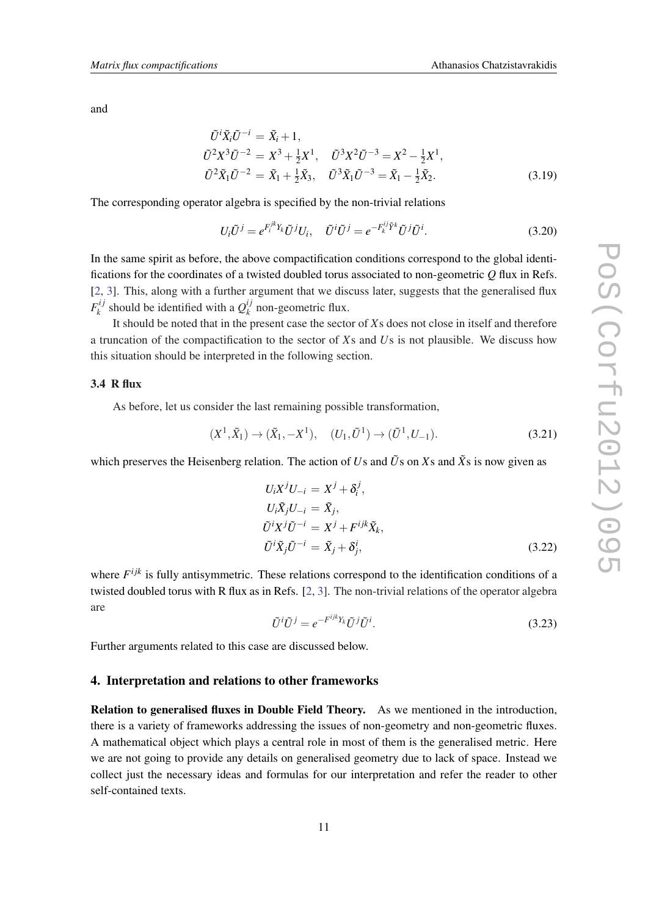and

$$
\begin{aligned}
\tilde{U}^i \tilde{X}_i \tilde{U}^{-i} &= \tilde{X}_i + 1, \\
\tilde{U}^2 X^3 \tilde{U}^{-2} &= X^3 + \tfrac{1}{2} X^1, \quad \tilde{U}^3 X^2 \tilde{U}^{-3} = X^2 - \tfrac{1}{2} X^1, \\
\tilde{U}^2 \tilde{X}_1 \tilde{U}^{-2} &= \tilde{X}_1 + \tfrac{1}{2} \tilde{X}_3, \quad \tilde{U}^3 \tilde{X}_1 \tilde{U}^{-3} = \tilde{X}_1 - \tfrac{1}{2} \tilde{X}_2.
\end{aligned} \tag{3.19}
$$

The corresponding operator algebra is specified by the non-trivial relations

$$
U_i \tilde{U}^j = e^{F_i^{jk} Y_k} \tilde{U}^j U_i, \quad \tilde{U}^i \tilde{U}^j = e^{-F_k^{ij} \tilde{Y}^k} \tilde{U}^j \tilde{U}^i. \tag{3.20}
$$

In the same spirit as before, the above compactification conditions correspond to the global identifications for the coordinates of a twisted doubled torus associated to non-geometric $Q$ flux in Refs. [2, 3]. This, along with a further argument that we discuss later, suggests that the generalised flux $F_k^{ij}$ should be identified with a $Q_k^{ij}$ non-geometric flux.

It should be noted that in the present case the sector of $X$s does not close in itself and therefore a truncation of the compactification to the sector of $X$s and $U$s is not plausible. We discuss how this situation should be interpreted in the following section.

### 3.4 R flux

As before, let us consider the last remaining possible transformation,

$$
(X^1, \tilde{X}_1) \to (\tilde{X}_1, -X^1), \quad (U_1, \tilde{U}^1) \to (\tilde{U}^1, U_{-1}). \tag{3.21}
$$

which preserves the Heisenberg relation. The action of $U$s and $\tilde{U}$s on $X$s and $\tilde{X}$s is now given as

$$
\begin{aligned}
U_i X^j U_{-i} &= X^j + \delta_i^j, \\
U_i \tilde{X}_j U_{-i} &= \tilde{X}_j, \\
\tilde{U}^i X^j \tilde{U}^{-i} &= X^j + F^{ijk} \tilde{X}_k, \\
\tilde{U}^i \tilde{X}_j \tilde{U}^{-i} &= \tilde{X}_j + \delta_j^i,
\end{aligned} \tag{3.22}
$$

where $F^{ijk}$ is fully antisymmetric. These relations correspond to the identification conditions of a twisted doubled torus with R flux as in Refs. [2, 3]. The non-trivial relations of the operator algebra are

$$
\tilde{U}^i \tilde{U}^j = e^{-F^{ijk} Y_k} \tilde{U}^j \tilde{U}^i. \tag{3.23}
$$

Further arguments related to this case are discussed below.

## 4. Interpretation and relations to other frameworks

**Relation to generalised fluxes in Double Field Theory.** As we mentioned in the introduction, there is a variety of frameworks addressing the issues of non-geometry and non-geometric fluxes. A mathematical object which plays a central role in most of them is the generalised metric. Here we are not going to provide any details on generalised geometry due to lack of space. Instead we collect just the necessary ideas and formulas for our interpretation and refer the reader to other self-contained texts.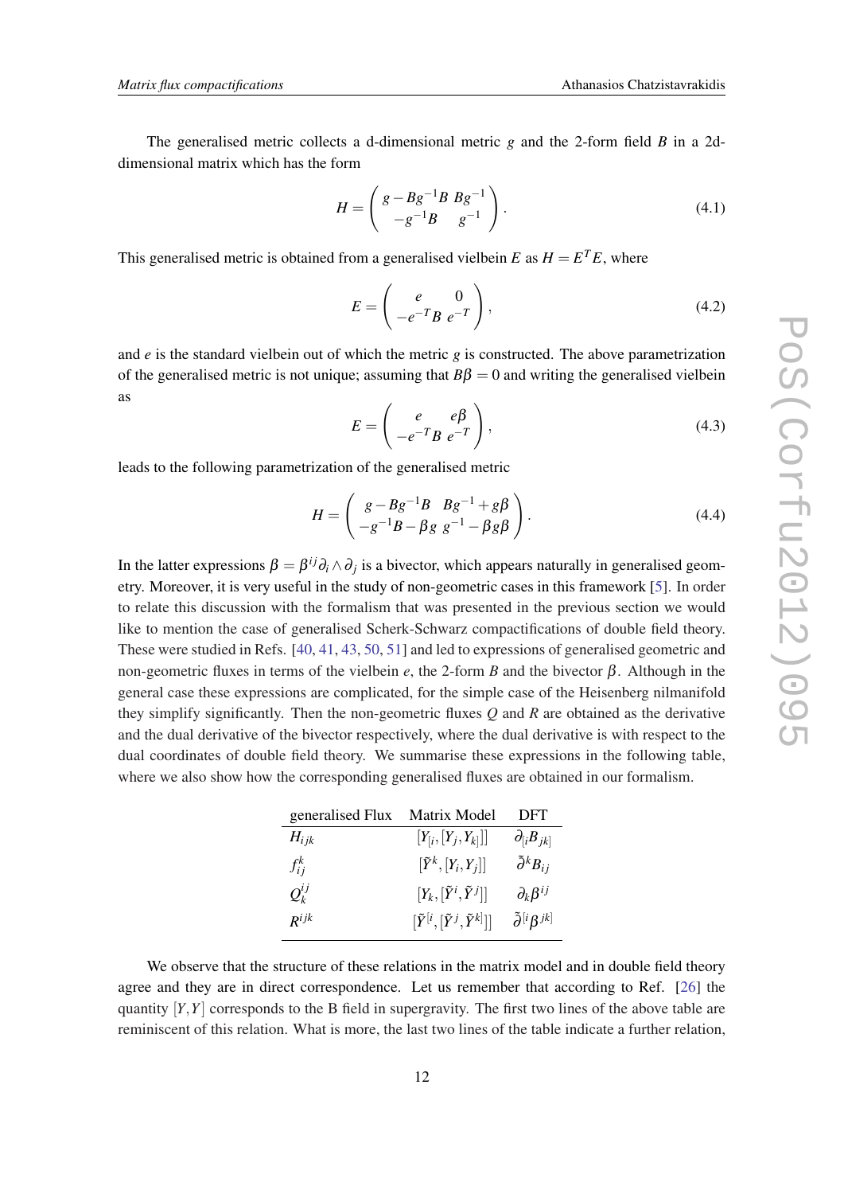The generalised metric collects a d-dimensional metric $g$ and the 2-form field $B$ in a 2d-dimensional matrix which has the form

$$
H = \begin{pmatrix} g - Bg^{-1}B & Bg^{-1} \\ -g^{-1}B & g^{-1} \end{pmatrix} . \tag{4.1}
$$

This generalised metric is obtained from a generalised vielbein $E$ as $H = E^T E$, where

$$
E = \begin{pmatrix} e & 0 \\ -e^{-T}B & e^{-T} \end{pmatrix} , \tag{4.2}
$$

and $e$ is the standard vielbein out of which the metric $g$ is constructed. The above parametrization of the generalised metric is not unique; assuming that $B\beta = 0$ and writing the generalised vielbein as

$$
E = \begin{pmatrix} e & e\beta \\ -e^{-T}B & e^{-T} \end{pmatrix} , \tag{4.3}
$$

leads to the following parametrization of the generalised metric

$$
H = \begin{pmatrix} g - Bg^{-1}B & Bg^{-1} + g\beta \\ -g^{-1}B - \beta g & g^{-1} - \beta g \beta \end{pmatrix} . \tag{4.4}
$$

In the latter expressions $\beta = \beta^{ij}\partial_i \wedge \partial_j$ is a bivector, which appears naturally in generalised geometry. Moreover, it is very useful in the study of non-geometric cases in this framework [5]. In order to relate this discussion with the formalism that was presented in the previous section we would like to mention the case of generalised Scherk-Schwarz compactifications of double field theory. These were studied in Refs. [40, 41, 43, 50, 51] and led to expressions of generalised geometric and non-geometric fluxes in terms of the vielbein $e$, the 2-form $B$ and the bivector $\beta$. Although in the general case these expressions are complicated, for the simple case of the Heisenberg nilmanifold they simplify significantly. Then the non-geometric fluxes $Q$ and $R$ are obtained as the derivative and the dual derivative of the bivector respectively, where the dual derivative is with respect to the dual coordinates of double field theory. We summarise these expressions in the following table, where we also show how the corresponding generalised fluxes are obtained in our formalism.

| generalised Flux | Matrix Model | DFT |
|---|---|---|
| $H_{ijk}$ | $[Y_{[i},[Y_j,Y_{k]}]]$ | $\partial_{[i}B_{jk]}$ |
| $f^k_{ij}$ | $[\tilde{Y}^k,[Y_i,Y_j]]$ | $\tilde{\partial}^k B_{ij}$ |
| $Q^{ij}_k$ | $[Y_k,[\tilde{Y}^i,\tilde{Y}^j]]$ | $\partial_k \beta^{ij}$ |
| $R^{ijk}$ | $[\tilde{Y}^{[i},[\tilde{Y}^j,\tilde{Y}^{k]}]]$ | $\tilde{\partial}^{[i}\beta^{jk]}$ |

We observe that the structure of these relations in the matrix model and in double field theory agree and they are in direct correspondence. Let us remember that according to Ref. [26] the quantity $[Y,Y]$ corresponds to the B field in supergravity. The first two lines of the above table are reminiscent of this relation. What is more, the last two lines of the table indicate a further relation,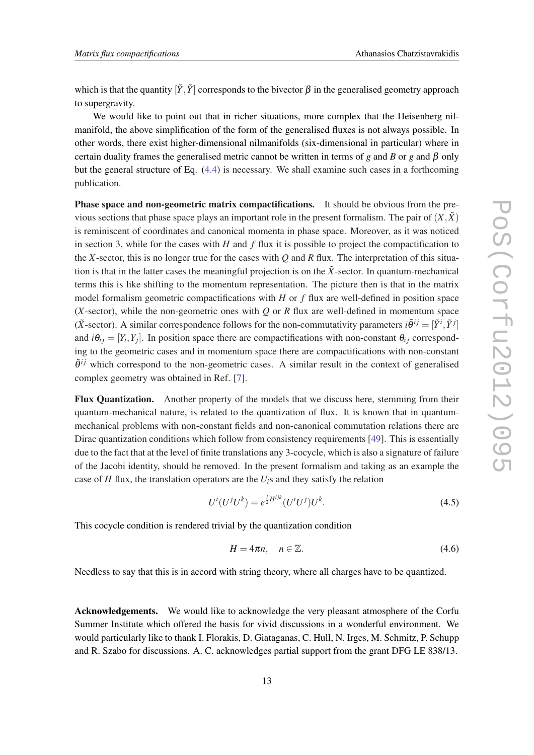which is that the quantity $[\tilde{Y},\tilde{Y}]$ corresponds to the bivector $\beta$ in the generalised geometry approach to supergravity.

We would like to point out that in richer situations, more complex that the Heisenberg nilmanifold, the above simplification of the form of the generalised fluxes is not always possible. In other words, there exist higher-dimensional nilmanifolds (six-dimensional in particular) where in certain duality frames the generalised metric cannot be written in terms of $g$ and $B$ or $g$ and $\beta$ only but the general structure of Eq. (4.4) is necessary. We shall examine such cases in a forthcoming publication.

**Phase space and non-geometric matrix compactifications.** It should be obvious from the previous sections that phase space plays an important role in the present formalism. The pair of $(X,\tilde{X})$ is reminiscent of coordinates and canonical momenta in phase space. Moreover, as it was noticed in section 3, while for the cases with $H$ and $f$ flux it is possible to project the compactification to the $X$-sector, this is no longer true for the cases with $Q$ and $R$ flux. The interpretation of this situation is that in the latter cases the meaningful projection is on the $\tilde{X}$-sector. In quantum-mechanical terms this is like shifting to the momentum representation. The picture then is that in the matrix model formalism geometric compactifications with $H$ or $f$ flux are well-defined in position space ($X$-sector), while the non-geometric ones with $Q$ or $R$ flux are well-defined in momentum space ($\tilde{X}$-sector). A similar correspondence follows for the non-commutativity parameters $i\tilde{\theta}^{ij}=[\tilde{Y}^i,\tilde{Y}^j]$ and $i\theta_{ij}=[Y_i,Y_j]$. In position space there are compactifications with non-constant $\theta_{ij}$ corresponding to the geometric cases and in momentum space there are compactifications with non-constant $\tilde{\theta}^{ij}$ which correspond to the non-geometric cases. A similar result in the context of generalised complex geometry was obtained in Ref. [7].

**Flux Quantization.** Another property of the models that we discuss here, stemming from their quantum-mechanical nature, is related to the quantization of flux. It is known that in quantum-mechanical problems with non-constant fields and non-canonical commutation relations there are Dirac quantization conditions which follow from consistency requirements [49]. This is essentially due to the fact that at the level of finite translations any 3-cocycle, which is also a signature of failure of the Jacobi identity, should be removed. In the present formalism and taking as an example the case of $H$ flux, the translation operators are the $U_i$s and they satisfy the relation

$$U^i(U^jU^k)=e^{\frac{i}{2}H^{ijk}}(U^iU^j)U^k. \tag{4.5}$$

This cocycle condition is rendered trivial by the quantization condition

$$H=4\pi n, \quad n\in\mathbb{Z}. \tag{4.6}$$

Needless to say that this is in accord with string theory, where all charges have to be quantized.

**Acknowledgements.** We would like to acknowledge the very pleasant atmosphere of the Corfu Summer Institute which offered the basis for vivid discussions in a wonderful environment. We would particularly like to thank I. Florakis, D. Giataganas, C. Hull, N. Irges, M. Schmitz, P. Schupp and R. Szabo for discussions. A. C. acknowledges partial support from the grant DFG LE 838/13.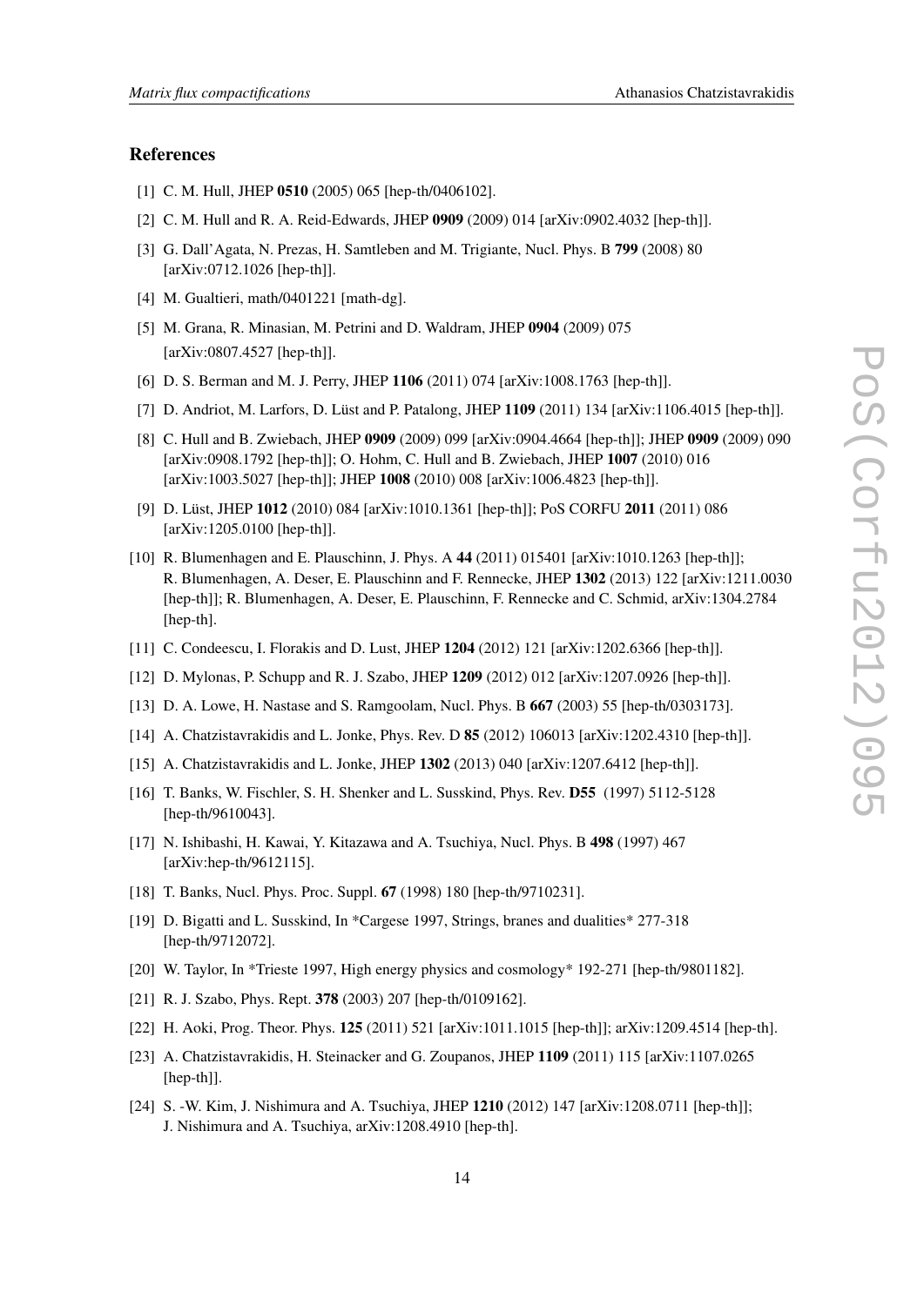## References

[1] C. M. Hull, JHEP **0510** (2005) 065 [hep-th/0406102].

[2] C. M. Hull and R. A. Reid-Edwards, JHEP **0909** (2009) 014 [arXiv:0902.4032 [hep-th]].

[3] G. Dall'Agata, N. Prezas, H. Samtleben and M. Trigiante, Nucl. Phys. B **799** (2008) 80 [arXiv:0712.1026 [hep-th]].

[4] M. Gualtieri, math/0401221 [math-dg].

[5] M. Grana, R. Minasian, M. Petrini and D. Waldram, JHEP **0904** (2009) 075 [arXiv:0807.4527 [hep-th]].

[6] D. S. Berman and M. J. Perry, JHEP **1106** (2011) 074 [arXiv:1008.1763 [hep-th]].

[7] D. Andriot, M. Larfors, D. Lüst and P. Patalong, JHEP **1109** (2011) 134 [arXiv:1106.4015 [hep-th]].

[8] C. Hull and B. Zwiebach, JHEP **0909** (2009) 099 [arXiv:0904.4664 [hep-th]]; JHEP **0909** (2009) 090 [arXiv:0908.1792 [hep-th]]; O. Hohm, C. Hull and B. Zwiebach, JHEP **1007** (2010) 016 [arXiv:1003.5027 [hep-th]]; JHEP **1008** (2010) 008 [arXiv:1006.4823 [hep-th]].

[9] D. Lüst, JHEP **1012** (2010) 084 [arXiv:1010.1361 [hep-th]]; PoS CORFU **2011** (2011) 086 [arXiv:1205.0100 [hep-th]].

[10] R. Blumenhagen and E. Plauschinn, J. Phys. A **44** (2011) 015401 [arXiv:1010.1263 [hep-th]]; R. Blumenhagen, A. Deser, E. Plauschinn and F. Rennecke, JHEP **1302** (2013) 122 [arXiv:1211.0030 [hep-th]]; R. Blumenhagen, A. Deser, E. Plauschinn, F. Rennecke and C. Schmid, arXiv:1304.2784 [hep-th].

[11] C. Condeescu, I. Florakis and D. Lust, JHEP **1204** (2012) 121 [arXiv:1202.6366 [hep-th]].

[12] D. Mylonas, P. Schupp and R. J. Szabo, JHEP **1209** (2012) 012 [arXiv:1207.0926 [hep-th]].

[13] D. A. Lowe, H. Nastase and S. Ramgoolam, Nucl. Phys. B **667** (2003) 55 [hep-th/0303173].

[14] A. Chatzistavrakidis and L. Jonke, Phys. Rev. D **85** (2012) 106013 [arXiv:1202.4310 [hep-th]].

[15] A. Chatzistavrakidis and L. Jonke, JHEP **1302** (2013) 040 [arXiv:1207.6412 [hep-th]].

[16] T. Banks, W. Fischler, S. H. Shenker and L. Susskind, Phys. Rev. **D55** (1997) 5112-5128 [hep-th/9610043].

[17] N. Ishibashi, H. Kawai, Y. Kitazawa and A. Tsuchiya, Nucl. Phys. B **498** (1997) 467 [arXiv:hep-th/9612115].

[18] T. Banks, Nucl. Phys. Proc. Suppl. **67** (1998) 180 [hep-th/9710231].

[19] D. Bigatti and L. Susskind, In *Cargese 1997, Strings, branes and dualities* 277-318 [hep-th/9712072].

[20] W. Taylor, In *Trieste 1997, High energy physics and cosmology* 192-271 [hep-th/9801182].

[21] R. J. Szabo, Phys. Rept. **378** (2003) 207 [hep-th/0109162].

[22] H. Aoki, Prog. Theor. Phys. **125** (2011) 521 [arXiv:1011.1015 [hep-th]]; arXiv:1209.4514 [hep-th].

[23] A. Chatzistavrakidis, H. Steinacker and G. Zoupanos, JHEP **1109** (2011) 115 [arXiv:1107.0265 [hep-th]].

[24] S. -W. Kim, J. Nishimura and A. Tsuchiya, JHEP **1210** (2012) 147 [arXiv:1208.0711 [hep-th]]; J. Nishimura and A. Tsuchiya, arXiv:1208.4910 [hep-th].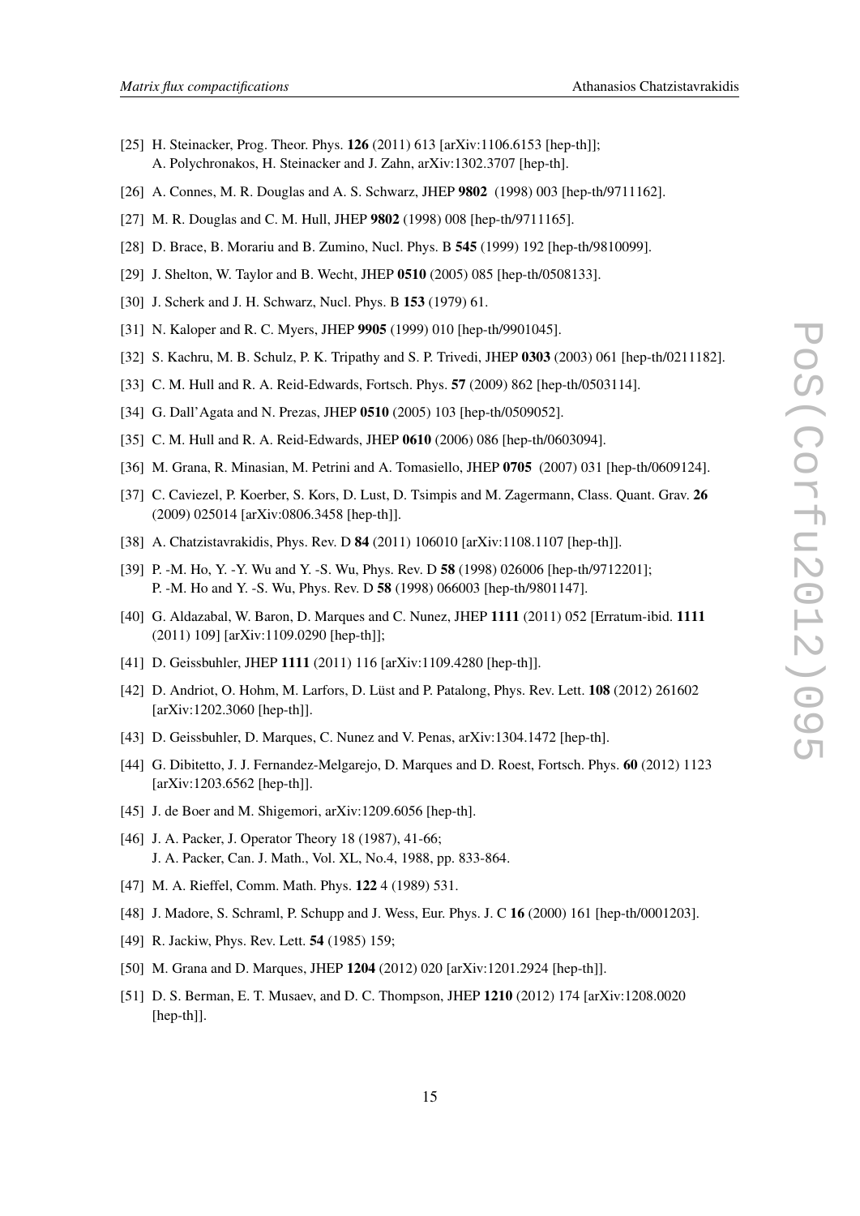[25] H. Steinacker, Prog. Theor. Phys. **126** (2011) 613 [arXiv:1106.6153 [hep-th]];
A. Polychronakos, H. Steinacker and J. Zahn, arXiv:1302.3707 [hep-th].

[26] A. Connes, M. R. Douglas and A. S. Schwarz, JHEP **9802** (1998) 003 [hep-th/9711162].

[27] M. R. Douglas and C. M. Hull, JHEP **9802** (1998) 008 [hep-th/9711165].

[28] D. Brace, B. Morariu and B. Zumino, Nucl. Phys. B **545** (1999) 192 [hep-th/9810099].

[29] J. Shelton, W. Taylor and B. Wecht, JHEP **0510** (2005) 085 [hep-th/0508133].

[30] J. Scherk and J. H. Schwarz, Nucl. Phys. B **153** (1979) 61.

[31] N. Kaloper and R. C. Myers, JHEP **9905** (1999) 010 [hep-th/9901045].

[32] S. Kachru, M. B. Schulz, P. K. Tripathy and S. P. Trivedi, JHEP **0303** (2003) 061 [hep-th/0211182].

[33] C. M. Hull and R. A. Reid-Edwards, Fortsch. Phys. **57** (2009) 862 [hep-th/0503114].

[34] G. Dall'Agata and N. Prezas, JHEP **0510** (2005) 103 [hep-th/0509052].

[35] C. M. Hull and R. A. Reid-Edwards, JHEP **0610** (2006) 086 [hep-th/0603094].

[36] M. Grana, R. Minasian, M. Petrini and A. Tomasiello, JHEP **0705** (2007) 031 [hep-th/0609124].

[37] C. Caviezel, P. Koerber, S. Kors, D. Lust, D. Tsimpis and M. Zagermann, Class. Quant. Grav. **26** (2009) 025014 [arXiv:0806.3458 [hep-th]].

[38] A. Chatzistavrakidis, Phys. Rev. D **84** (2011) 106010 [arXiv:1108.1107 [hep-th]].

[39] P. -M. Ho, Y. -Y. Wu and Y. -S. Wu, Phys. Rev. D **58** (1998) 026006 [hep-th/9712201];
P. -M. Ho and Y. -S. Wu, Phys. Rev. D **58** (1998) 066003 [hep-th/9801147].

[40] G. Aldazabal, W. Baron, D. Marques and C. Nunez, JHEP **1111** (2011) 052 [Erratum-ibid. **1111** (2011) 109] [arXiv:1109.0290 [hep-th]];

[41] D. Geissbuhler, JHEP **1111** (2011) 116 [arXiv:1109.4280 [hep-th]].

[42] D. Andriot, O. Hohm, M. Larfors, D. Lüst and P. Patalong, Phys. Rev. Lett. **108** (2012) 261602 [arXiv:1202.3060 [hep-th]].

[43] D. Geissbuhler, D. Marques, C. Nunez and V. Penas, arXiv:1304.1472 [hep-th].

[44] G. Dibitetto, J. J. Fernandez-Melgarejo, D. Marques and D. Roest, Fortsch. Phys. **60** (2012) 1123 [arXiv:1203.6562 [hep-th]].

[45] J. de Boer and M. Shigemori, arXiv:1209.6056 [hep-th].

[46] J. A. Packer, J. Operator Theory 18 (1987), 41-66;
J. A. Packer, Can. J. Math., Vol. XL, No.4, 1988, pp. 833-864.

[47] M. A. Rieffel, Comm. Math. Phys. **122** 4 (1989) 531.

[48] J. Madore, S. Schraml, P. Schupp and J. Wess, Eur. Phys. J. C **16** (2000) 161 [hep-th/0001203].

[49] R. Jackiw, Phys. Rev. Lett. **54** (1985) 159;

[50] M. Grana and D. Marques, JHEP **1204** (2012) 020 [arXiv:1201.2924 [hep-th]].

[51] D. S. Berman, E. T. Musaev, and D. C. Thompson, JHEP **1210** (2012) 174 [arXiv:1208.0020 [hep-th]].